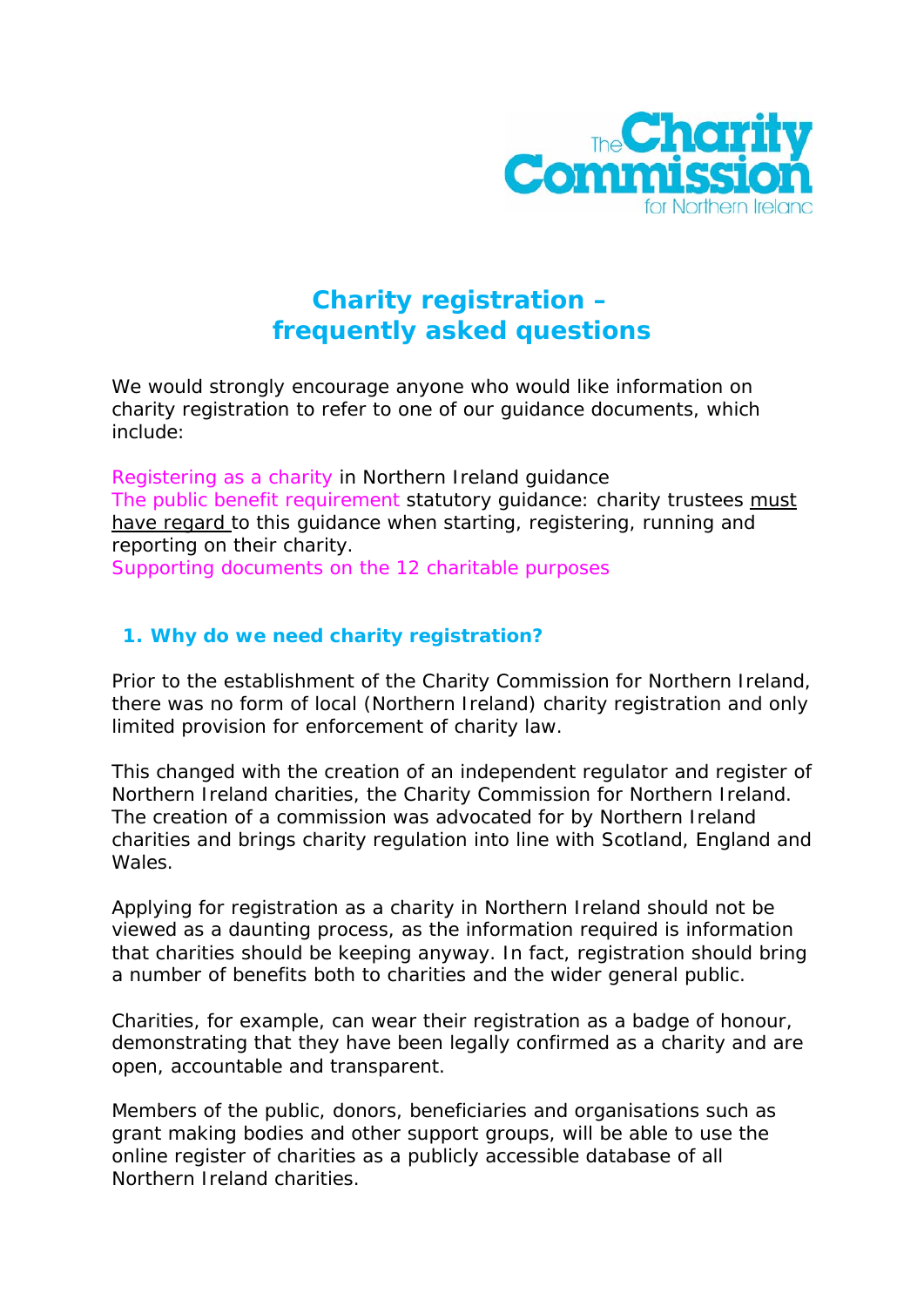# Charity registration – frequently asked questions

We would strongly encourage anyone who would like information on charity registration to refer to one of our guidance documents, which include:

Registering as a charity in Northern Ireland guidance
The public benefit requirement statutory guidance: charity trustees must have regard to this guidance when starting, registering, running and reporting on their charity.
Supporting documents on the 12 charitable purposes

## 1. Why do we need charity registration?

Prior to the establishment of the Charity Commission for Northern Ireland, there was no form of local (Northern Ireland) charity registration and only limited provision for enforcement of charity law.

This changed with the creation of an independent regulator and register of Northern Ireland charities, the Charity Commission for Northern Ireland. The creation of a commission was advocated for by Northern Ireland charities and brings charity regulation into line with Scotland, England and Wales.

Applying for registration as a charity in Northern Ireland should not be viewed as a daunting process, as the information required is information that charities should be keeping anyway. In fact, registration should bring a number of benefits both to charities and the wider general public.

Charities, for example, can wear their registration as a badge of honour, demonstrating that they have been legally confirmed as a charity and are open, accountable and transparent.

Members of the public, donors, beneficiaries and organisations such as grant making bodies and other support groups, will be able to use the online register of charities as a publicly accessible database of all Northern Ireland charities.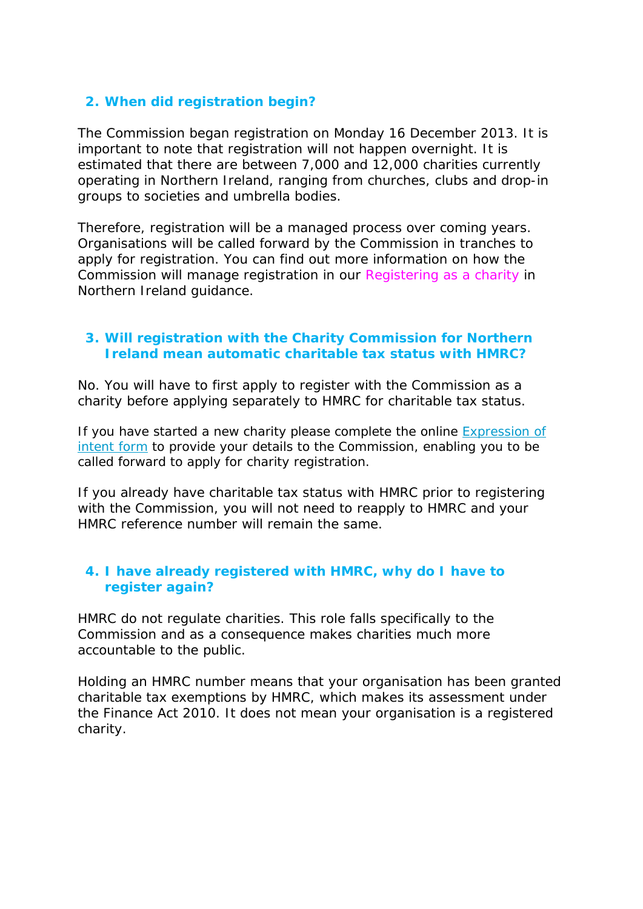## 2. When did registration begin?

The Commission began registration on Monday 16 December 2013. It is important to note that registration will not happen overnight. It is estimated that there are between 7,000 and 12,000 charities currently operating in Northern Ireland, ranging from churches, clubs and drop-in groups to societies and umbrella bodies.

Therefore, registration will be a managed process over coming years. Organisations will be called forward by the Commission in tranches to apply for registration. You can find out more information on how the Commission will manage registration in our Registering as a charity in Northern Ireland guidance.

## 3. Will registration with the Charity Commission for Northern Ireland mean automatic charitable tax status with HMRC?

No. You will have to first apply to register with the Commission as a charity before applying separately to HMRC for charitable tax status.

If you have started a new charity please complete the online Expression of intent form to provide your details to the Commission, enabling you to be called forward to apply for charity registration.

If you already have charitable tax status with HMRC prior to registering with the Commission, you will not need to reapply to HMRC and your HMRC reference number will remain the same.

## 4. I have already registered with HMRC, why do I have to register again?

HMRC do not regulate charities. This role falls specifically to the Commission and as a consequence makes charities much more accountable to the public.

Holding an HMRC number means that your organisation has been granted charitable tax exemptions by HMRC, which makes its assessment under the Finance Act 2010. It does not mean your organisation is a registered charity.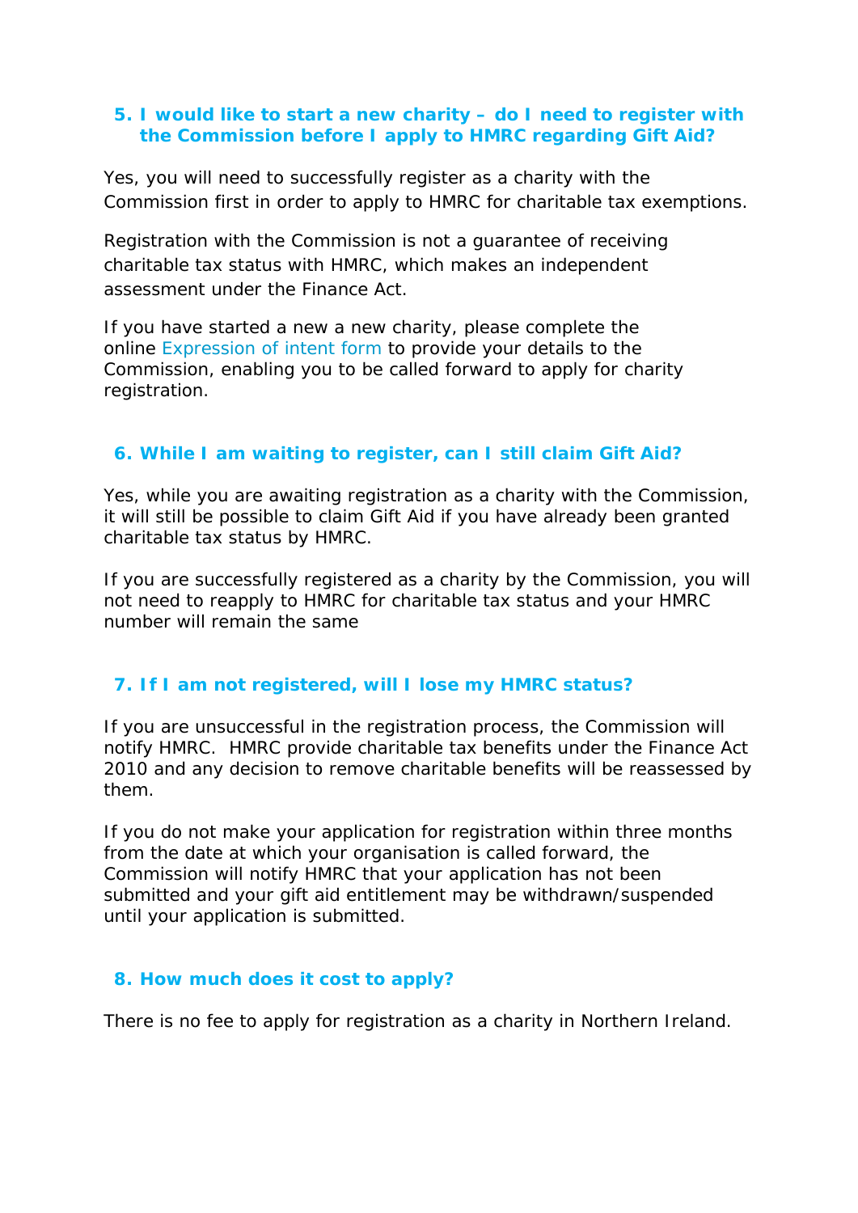### 5. I would like to start a new charity – do I need to register with the Commission before I apply to HMRC regarding Gift Aid?

Yes, you will need to successfully register as a charity with the Commission first in order to apply to HMRC for charitable tax exemptions.

Registration with the Commission is not a guarantee of receiving charitable tax status with HMRC, which makes an independent assessment under the Finance Act.

If you have started a new a new charity, please complete the online Expression of intent form to provide your details to the Commission, enabling you to be called forward to apply for charity registration.

### 6. While I am waiting to register, can I still claim Gift Aid?

Yes, while you are awaiting registration as a charity with the Commission, it will still be possible to claim Gift Aid if you have already been granted charitable tax status by HMRC.

If you are successfully registered as a charity by the Commission, you will not need to reapply to HMRC for charitable tax status and your HMRC number will remain the same

### 7. If I am not registered, will I lose my HMRC status?

If you are unsuccessful in the registration process, the Commission will notify HMRC. HMRC provide charitable tax benefits under the Finance Act 2010 and any decision to remove charitable benefits will be reassessed by them.

If you do not make your application for registration within three months from the date at which your organisation is called forward, the Commission will notify HMRC that your application has not been submitted and your gift aid entitlement may be withdrawn/suspended until your application is submitted.

### 8. How much does it cost to apply?

There is no fee to apply for registration as a charity in Northern Ireland.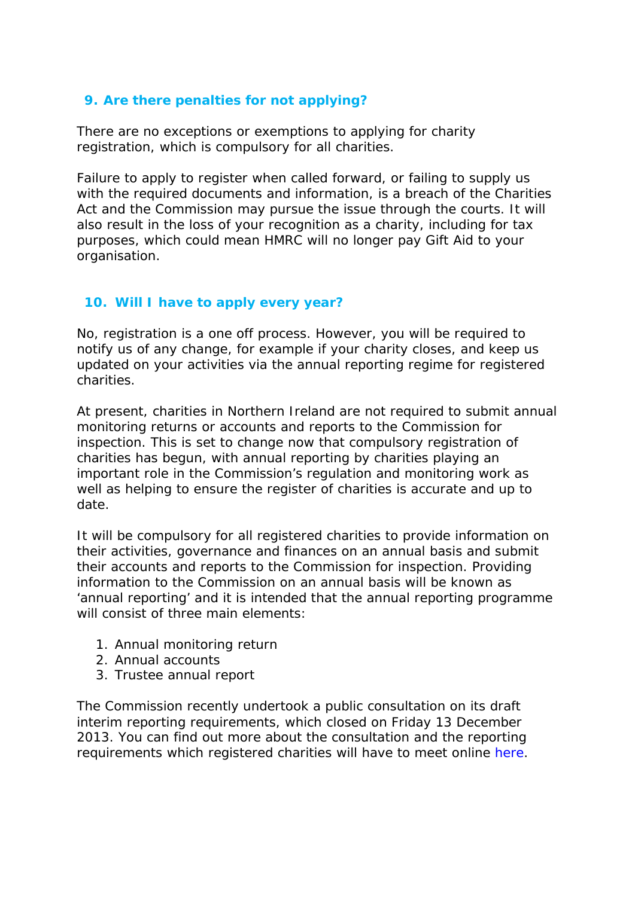## 9. Are there penalties for not applying?

There are no exceptions or exemptions to applying for charity registration, which is compulsory for all charities.

Failure to apply to register when called forward, or failing to supply us with the required documents and information, is a breach of the Charities Act and the Commission may pursue the issue through the courts. It will also result in the loss of your recognition as a charity, including for tax purposes, which could mean HMRC will no longer pay Gift Aid to your organisation.

## 10. Will I have to apply every year?

No, registration is a one off process. However, you will be required to notify us of any change, for example if your charity closes, and keep us updated on your activities via the annual reporting regime for registered charities.

At present, charities in Northern Ireland are not required to submit annual monitoring returns or accounts and reports to the Commission for inspection. This is set to change now that compulsory registration of charities has begun, with annual reporting by charities playing an important role in the Commission's regulation and monitoring work as well as helping to ensure the register of charities is accurate and up to date.

It will be compulsory for all registered charities to provide information on their activities, governance and finances on an annual basis and submit their accounts and reports to the Commission for inspection. Providing information to the Commission on an annual basis will be known as 'annual reporting' and it is intended that the annual reporting programme will consist of three main elements:

1. Annual monitoring return
2. Annual accounts
3. Trustee annual report

The Commission recently undertook a public consultation on its draft interim reporting requirements, which closed on Friday 13 December 2013. You can find out more about the consultation and the reporting requirements which registered charities will have to meet online here.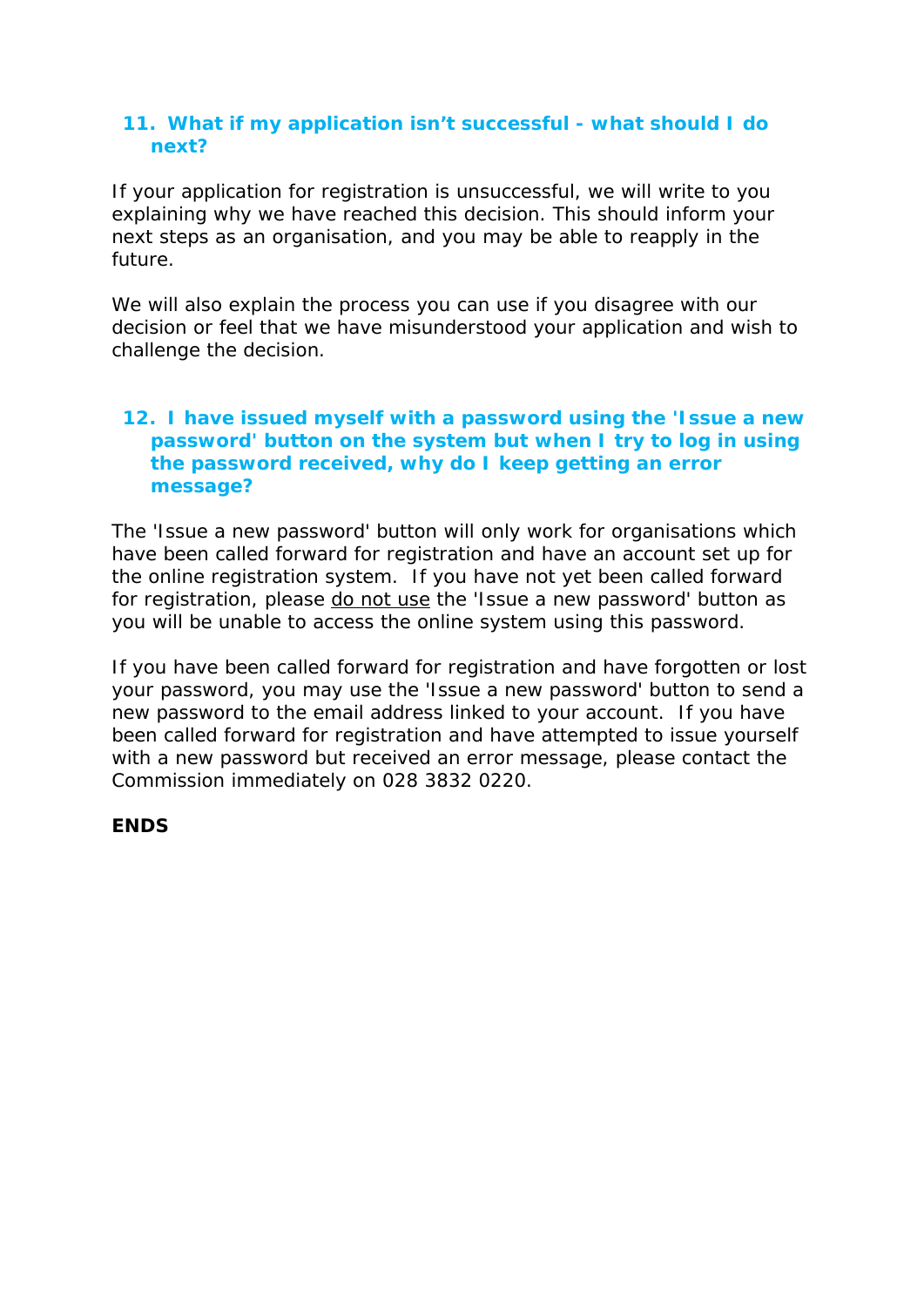### 11. What if my application isn't successful - what should I do next?

If your application for registration is unsuccessful, we will write to you explaining why we have reached this decision. This should inform your next steps as an organisation, and you may be able to reapply in the future.

We will also explain the process you can use if you disagree with our decision or feel that we have misunderstood your application and wish to challenge the decision.

### 12. I have issued myself with a password using the 'Issue a new password' button on the system but when I try to log in using the password received, why do I keep getting an error message?

The 'Issue a new password' button will only work for organisations which have been called forward for registration and have an account set up for the online registration system. If you have not yet been called forward for registration, please <u>do not use</u> the 'Issue a new password' button as you will be unable to access the online system using this password.

If you have been called forward for registration and have forgotten or lost your password, you may use the 'Issue a new password' button to send a new password to the email address linked to your account. If you have been called forward for registration and have attempted to issue yourself with a new password but received an error message, please contact the Commission immediately on 028 3832 0220.

**ENDS**